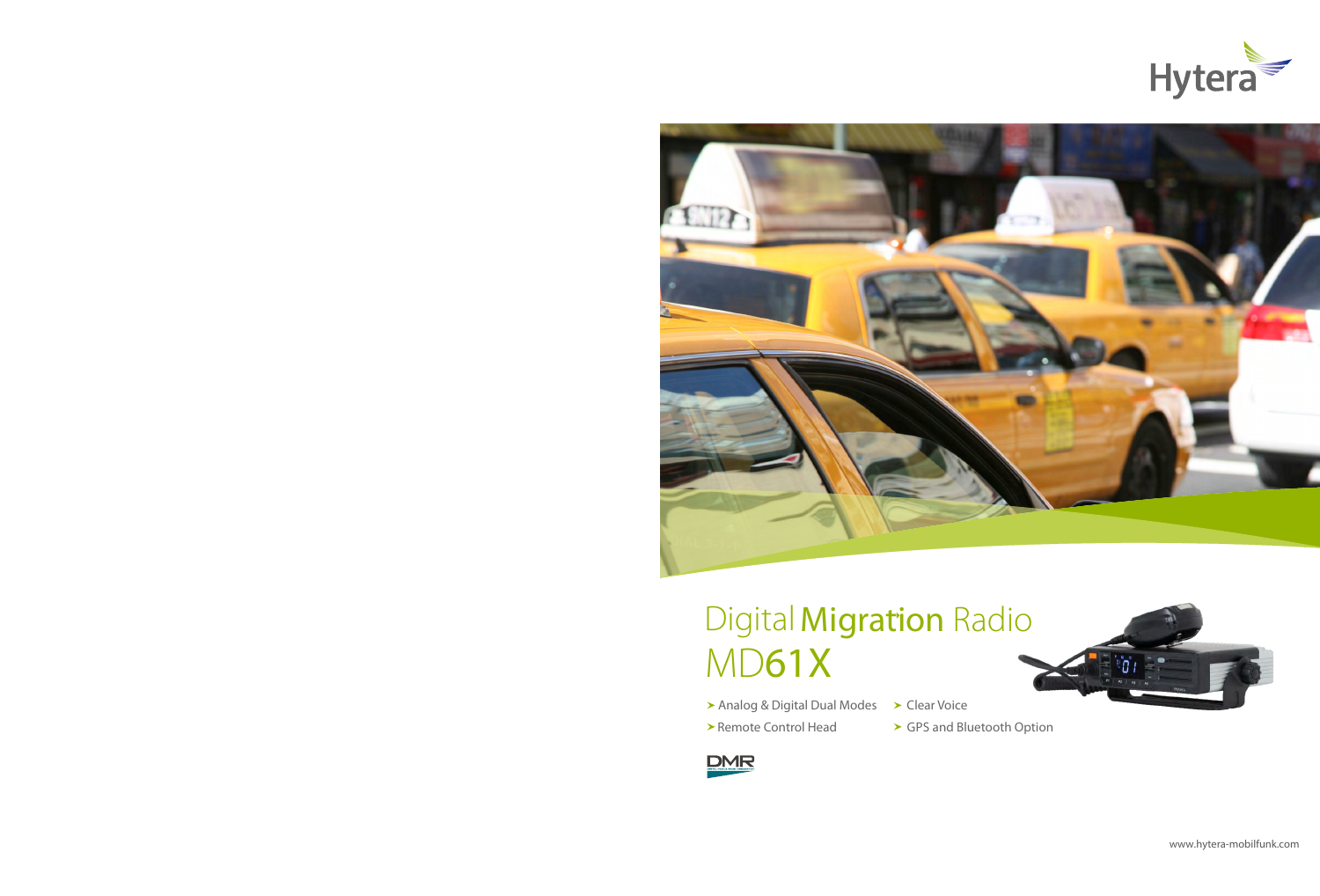Hytera

# Digital Migration Radio MD61X

- Analog & Digital Dual Modes
- Clear Voice
- Remote Control Head
- GPS and Bluetooth Option

DMR

www.hytera-mobilfunk.com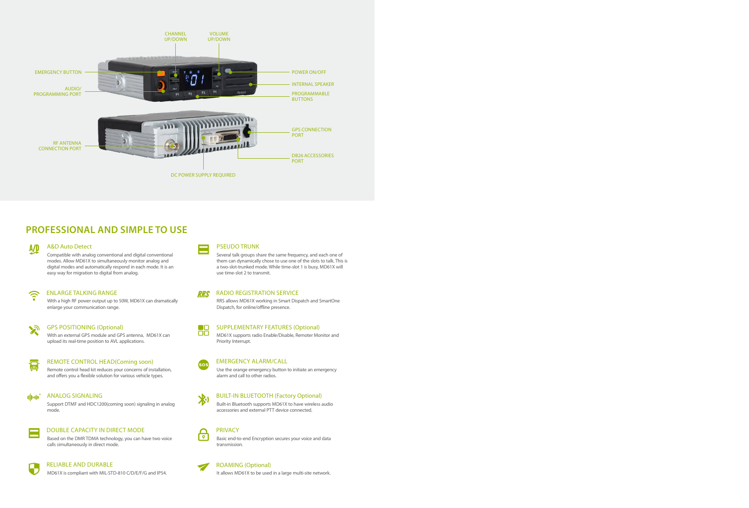CHANNEL UP/DOWN

VOLUME UP/DOWN

EMERGENCY BUTTON

AUDIO/ PROGRAMMING PORT

POWER ON/OFF

INTERNAL SPEAKER

PROGRAMMABLE BUTTONS

RF ANTENNA CONNECTION PORT

GPS CONNECTION PORT

DB26 ACCESSORIES PORT

DC POWER SUPPLY REQUIRED

## PROFESSIONAL AND SIMPLE TO USE

### A&D Auto Detect

Compatible with analog conventional and digital conventional modes. Allow MD61X to simultaneously monitor analog and digital modes and automatically respond in each mode. It is an easy way for migration to digital from analog.

### ENLARGE TALKING RANGE

With a high RF power output up to 50W, MD61X can dramatically enlarge your communication range.

### GPS POSITIONING (Optional)

With an external GPS module and GPS antenna, MD61X can upload its real-time position to AVL applications.

### REMOTE CONTROL HEAD(Coming soon)

Remote control head kit reduces your concerns of installation, and offers you a flexible solution for various vehicle types.

### ANALOG SIGNALING

Support DTMF and HDC1200(coming soon) signaling in analog mode.

### DOUBLE CAPACITY IN DIRECT MODE

Based on the DMR TDMA technology, you can have two voice calls simultaneously in direct mode.

### RELIABLE AND DURABLE

MD61X is compliant with MIL-STD-810 C/D/E/F/G and IP54.

### PSEUDO TRUNK

Several talk groups share the same frequency, and each one of them can dynamically chose to use one of the slots to talk. This is a two-slot-trunked mode. While time-slot 1 is busy, MD61X will use time-slot 2 to transmit.

### RADIO REGISTRATION SERVICE

RRS allows MD61X working in Smart Dispatch and SmartOne Dispatch, for online/offline presence.

### SUPPLEMENTARY FEATURES (Optional)

MD61X supports radio Enable/Disable, Remoter Monitor and Priority Interrupt.

### EMERGENCY ALARM/CALL

Use the orange emergency button to initiate an emergency alarm and call to other radios.

### BUILT-IN BLUETOOTH (Factory Optional)

Built-in Bluetooth supports MD61X to have wireless audio accessories and external PTT device connected.

### PRIVACY

Basic end-to-end Encryption secures your voice and data transmission.

### ROAMING (Optional)

It allows MD61X to be used in a large multi-site network.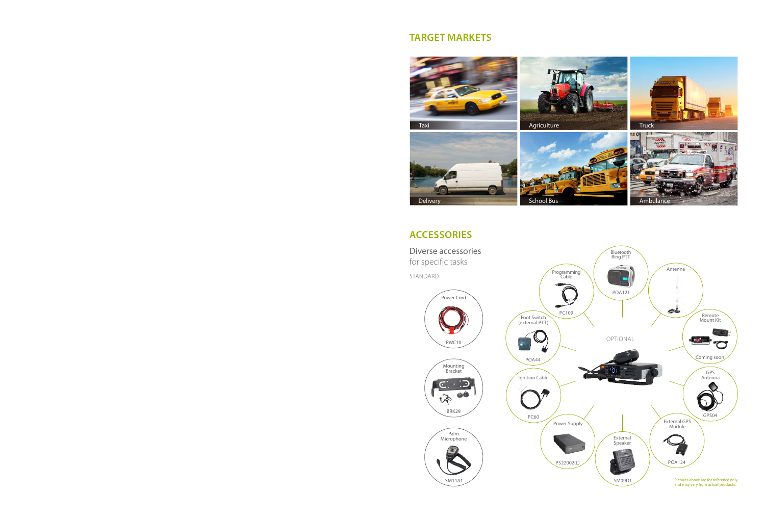## TARGET MARKETS

- Taxi
- Agriculture
- Truck
- Delivery
- School Bus
- Ambulance

## ACCESSORIES

Diverse accessories
for specific tasks

STANDARD

- Power Cord — PWC10
- Mounting Bracket — BRK29
- Palm Microphone — SM11A1

OPTIONAL

- Bluetooth Ring PTT — POA121
- Antenna
- Remote Mount Kit — Coming soon
- GPS Antenna — GPS04
- External GPS Module — POA134
- External Speaker — SM09D1
- Power Supply — PS22002(L)
- Ignition Cable — PC60
- Foot Switch (external PTT) — POA44
- Programming Cable — PC109

Pictures above are for reference only and may vary from actual products.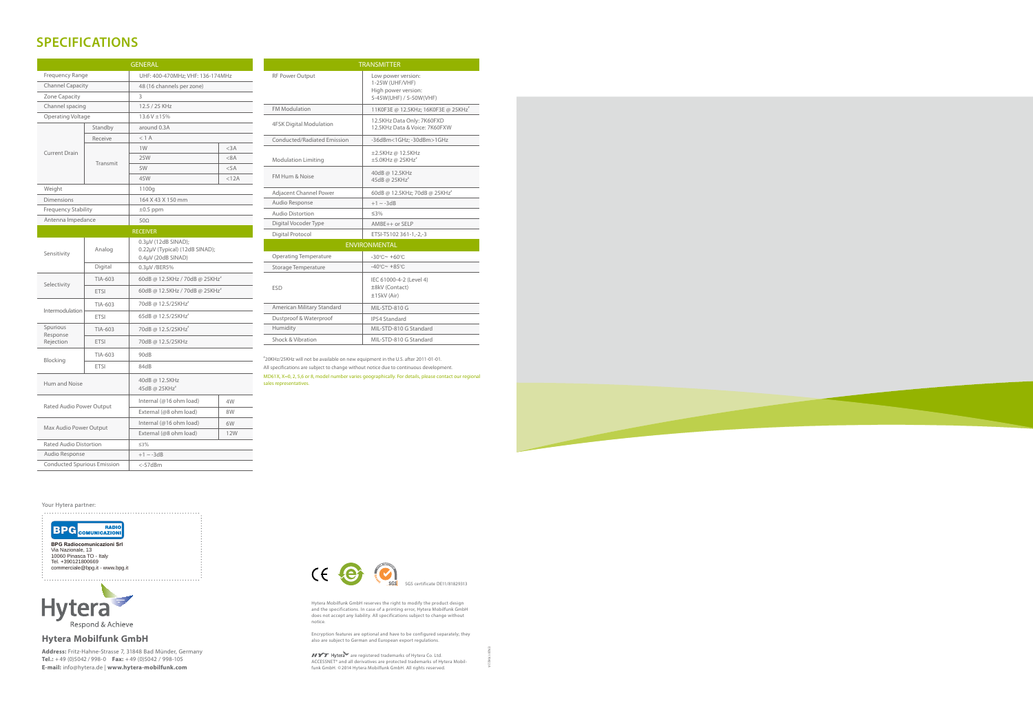# SPECIFICATIONS

| GENERAL | | | |
|---|---|---|---|
| Frequency Range | | UHF: 400-470MHz; VHF: 136-174MHz | |
| Channel Capacity | | 48 (16 channels per zone) | |
| Zone Capacity | | 3 | |
| Channel spacing | | 12.5 / 25 KHz | |
| Operating Voltage | | 13.6 V ±15% | |
| Current Drain | Standby | around 0.3A | |
| | Receive | < 1 A | |
| | Transmit | 1W | <3A |
| | | 25W | <8A |
| | | 5W | <5A |
| | | 45W | <12A |
| Weight | | 1100g | |
| Dimensions | | 164 X 43 X 150 mm | |
| Frequency Stability | | ±0.5 ppm | |
| Antenna Impedance | | 50Ω | |
| **RECEIVER** | | | |
| Sensitivity | Analog | 0.3μV (12dB SINAD); 0.22μV (Typical) (12dB SINAD); 0.4μV (20dB SINAD) | |
| | Digital | 0.3μV /BER5% | |
| Selectivity | TIA-603 | 60dB @ 12.5KHz / 70dB @ 25KHz* | |
| | ETSI | 60dB @ 12.5KHz / 70dB @ 25KHz* | |
| Intermodulation | TIA-603 | 70dB @ 12.5/25KHz* | |
| | ETSI | 65dB @ 12.5/25KHz* | |
| Spurious Response Rejection | TIA-603 | 70dB @ 12.5/25KHz* | |
| | ETSI | 70dB @ 12.5/25KHz | |
| Blocking | TIA-603 | 90dB | |
| | ETSI | 84dB | |
| Hum and Noise | | 40dB @ 12.5KHz<br>45dB @ 25KHz* | |
| Rated Audio Power Output | | Internal (@16 ohm load) | 4W |
| | | External (@8 ohm load) | 8W |
| Max Audio Power Output | | Internal (@16 ohm load) | 6W |
| | | External (@8 ohm load) | 12W |
| Rated Audio Distortion | | ≤3% | |
| Audio Response | | +1 ~ -3dB | |
| Conducted Spurious Emission | | <-57dBm | |

| TRANSMITTER | |
|---|---|
| RF Power Output | Low power version:<br>1-25W (UHF/VHF)<br>High power version:<br>5-45W(UHF) / 5-50W(VHF) |
| FM Modulation | 11K0F3E @ 12.5KHz; 16K0F3E @ 25KHz* |
| 4FSK Digital Modulation | 12.5KHz Data Only: 7K60FXD<br>12.5KHz Data & Voice: 7K60FXW |
| Conducted/Radiated Emission | -36dBm<1GHz; -30dBm>1GHz |
| Modulation Limiting | ±2.5KHz @ 12.5KHz<br>±5.0KHz @ 25KHz* |
| FM Hum & Noise | 40dB @ 12.5KHz<br>45dB @ 25KHz* |
| Adjacent Channel Power | 60dB @ 12.5KHz; 70dB @ 25KHz* |
| Audio Response | +1 ~ -3dB |
| Audio Distortion | ≤3% |
| Digital Vocoder Type | AMBE++ or SELP |
| Digital Protocol | ETSI-TS102 361-1,-2,-3 |
| **ENVIRONMENTAL** | |
| Operating Temperature | -30°C~ +60°C |
| Storage Temperature | -40°C~ +85°C |
| ESD | IEC 61000-4-2 (Level 4)<br>±8kV (Contact)<br>±15kV (Air) |
| American Military Standard | MIL-STD-810 G |
| Dustproof & Waterproof | IP54 Standard |
| Humidity | MIL-STD-810 G Standard |
| Shock & Vibration | MIL-STD-810 G Standard |

*20KHz/25KHz will not be available on new equipment in the U.S. after 2011-01-01.

All specifications are subject to change without notice due to continuous development.

MD61X, X=0, 2, 5,6 or 8, model number varies geographically. For details, please contact our regional sales representatives.

Your Hytera partner:

**BPG Radiocomunicazioni Srl**
Via Nazionale, 13
10060 Pinasca TO - Italy
Tel. +390121800669
commerciale@bpg.it - www.bpg.it

Hytera
Respond & Achieve

## Hytera Mobilfunk GmbH

**Address:** Fritz-Hahne-Strasse 7, 31848 Bad Münder, Germany
**Tel.:** +49 (0)5042 / 998-0 **Fax:** +49 (0)5042 / 998-105
**E-mail:** info@hytera.de | **www.hytera-mobilfunk.com**

SGS certificate DE11/81829313

Hytera Mobilfunk GmbH reserves the right to modify the product design and the specifications. In case of a printing error, Hytera Mobilfunk GmbH does not accept any liability. All specifications subject to change without notice.

Encryption features are optional and have to be configured separately; they also are subject to German and European export regulations.

HYT Hytera are registered trademarks of Hytera Co. Ltd. ACCESSNET® and all derivatives are protected trademarks of Hytera Mobilfunk GmbH. ©2014 Hytera Mobilfunk GmbH. All rights reserved.